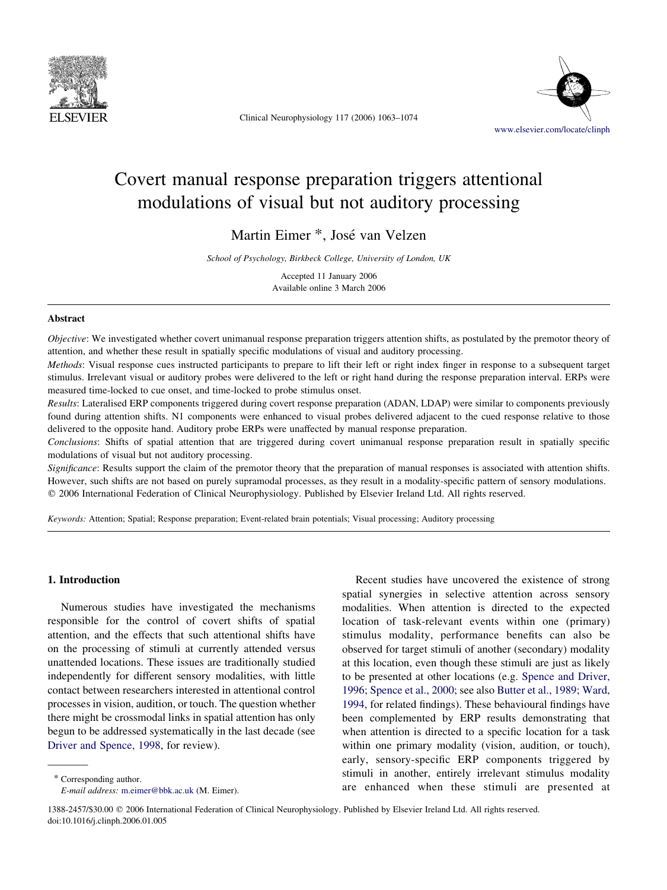# Covert manual response preparation triggers attentional modulations of visual but not auditory processing

Martin Eimer *, José van Velzen

*School of Psychology, Birkbeck College, University of London, UK*

Accepted 11 January 2006
Available online 3 March 2006

## Abstract

*Objective*: We investigated whether covert unimanual response preparation triggers attention shifts, as postulated by the premotor theory of attention, and whether these result in spatially specific modulations of visual and auditory processing.

*Methods*: Visual response cues instructed participants to prepare to lift their left or right index finger in response to a subsequent target stimulus. Irrelevant visual or auditory probes were delivered to the left or right hand during the response preparation interval. ERPs were measured time-locked to cue onset, and time-locked to probe stimulus onset.

*Results*: Lateralised ERP components triggered during covert response preparation (ADAN, LDAP) were similar to components previously found during attention shifts. N1 components were enhanced to visual probes delivered adjacent to the cued response relative to those delivered to the opposite hand. Auditory probe ERPs were unaffected by manual response preparation.

*Conclusions*: Shifts of spatial attention that are triggered during covert unimanual response preparation result in spatially specific modulations of visual but not auditory processing.

*Significance*: Results support the claim of the premotor theory that the preparation of manual responses is associated with attention shifts. However, such shifts are not based on purely supramodal processes, as they result in a modality-specific pattern of sensory modulations.
© 2006 International Federation of Clinical Neurophysiology. Published by Elsevier Ireland Ltd. All rights reserved.

*Keywords:* Attention; Spatial; Response preparation; Event-related brain potentials; Visual processing; Auditory processing

## 1. Introduction

Numerous studies have investigated the mechanisms responsible for the control of covert shifts of spatial attention, and the effects that such attentional shifts have on the processing of stimuli at currently attended versus unattended locations. These issues are traditionally studied independently for different sensory modalities, with little contact between researchers interested in attentional control processes in vision, audition, or touch. The question whether there might be crossmodal links in spatial attention has only begun to be addressed systematically in the last decade (see Driver and Spence, 1998, for review).

Recent studies have uncovered the existence of strong spatial synergies in selective attention across sensory modalities. When attention is directed to the expected location of task-relevant events within one (primary) stimulus modality, performance benefits can also be observed for target stimuli of another (secondary) modality at this location, even though these stimuli are just as likely to be presented at other locations (e.g. Spence and Driver, 1996; Spence et al., 2000; see also Butter et al., 1989; Ward, 1994, for related findings). These behavioural findings have been complemented by ERP results demonstrating that when attention is directed to a specific location for a task within one primary modality (vision, audition, or touch), early, sensory-specific ERP components triggered by stimuli in another, entirely irrelevant stimulus modality are enhanced when these stimuli are presented at

* Corresponding author.
*E-mail address:* m.eimer@bbk.ac.uk (M. Eimer).

1388-2457/$30.00 © 2006 International Federation of Clinical Neurophysiology. Published by Elsevier Ireland Ltd. All rights reserved.
doi:10.1016/j.clinph.2006.01.005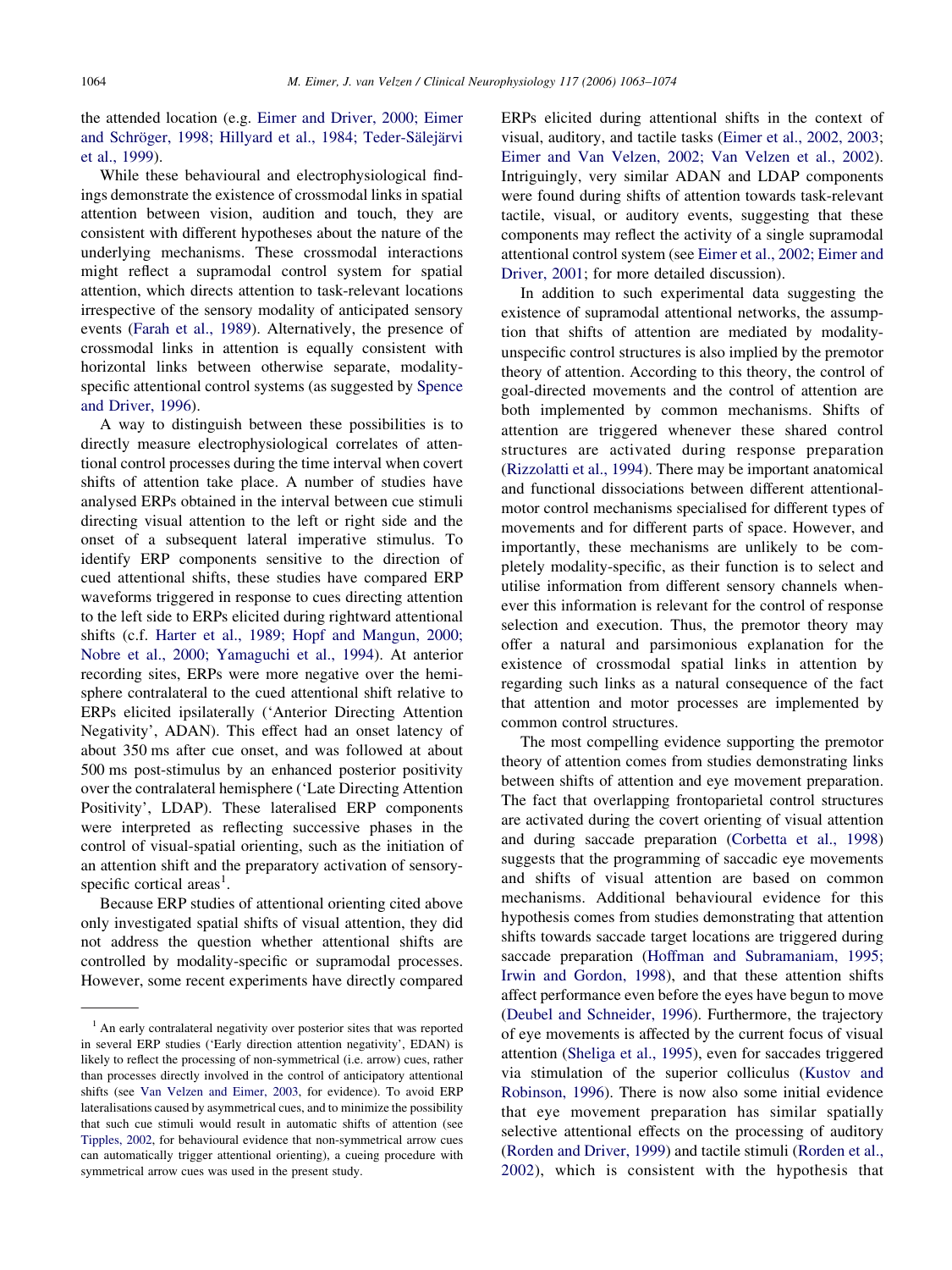the attended location (e.g. Eimer and Driver, 2000; Eimer and Schröger, 1998; Hillyard et al., 1984; Teder-Sälejärvi et al., 1999).

While these behavioural and electrophysiological findings demonstrate the existence of crossmodal links in spatial attention between vision, audition and touch, they are consistent with different hypotheses about the nature of the underlying mechanisms. These crossmodal interactions might reflect a supramodal control system for spatial attention, which directs attention to task-relevant locations irrespective of the sensory modality of anticipated sensory events (Farah et al., 1989). Alternatively, the presence of crossmodal links in attention is equally consistent with horizontal links between otherwise separate, modality-specific attentional control systems (as suggested by Spence and Driver, 1996).

A way to distinguish between these possibilities is to directly measure electrophysiological correlates of attentional control processes during the time interval when covert shifts of attention take place. A number of studies have analysed ERPs obtained in the interval between cue stimuli directing visual attention to the left or right side and the onset of a subsequent lateral imperative stimulus. To identify ERP components sensitive to the direction of cued attentional shifts, these studies have compared ERP waveforms triggered in response to cues directing attention to the left side to ERPs elicited during rightward attentional shifts (c.f. Harter et al., 1989; Hopf and Mangun, 2000; Nobre et al., 2000; Yamaguchi et al., 1994). At anterior recording sites, ERPs were more negative over the hemisphere contralateral to the cued attentional shift relative to ERPs elicited ipsilaterally ('Anterior Directing Attention Negativity', ADAN). This effect had an onset latency of about 350 ms after cue onset, and was followed at about 500 ms post-stimulus by an enhanced posterior positivity over the contralateral hemisphere ('Late Directing Attention Positivity', LDAP). These lateralised ERP components were interpreted as reflecting successive phases in the control of visual-spatial orienting, such as the initiation of an attention shift and the preparatory activation of sensory-specific cortical areas[1].

Because ERP studies of attentional orienting cited above only investigated spatial shifts of visual attention, they did not address the question whether attentional shifts are controlled by modality-specific or supramodal processes. However, some recent experiments have directly compared ERPs elicited during attentional shifts in the context of visual, auditory, and tactile tasks (Eimer et al., 2002, 2003; Eimer and Van Velzen, 2002; Van Velzen et al., 2002). Intriguingly, very similar ADAN and LDAP components were found during shifts of attention towards task-relevant tactile, visual, or auditory events, suggesting that these components may reflect the activity of a single supramodal attentional control system (see Eimer et al., 2002; Eimer and Driver, 2001; for more detailed discussion).

In addition to such experimental data suggesting the existence of supramodal attentional networks, the assumption that shifts of attention are mediated by modality-unspecific control structures is also implied by the premotor theory of attention. According to this theory, the control of goal-directed movements and the control of attention are both implemented by common mechanisms. Shifts of attention are triggered whenever these shared control structures are activated during response preparation (Rizzolatti et al., 1994). There may be important anatomical and functional dissociations between different attentional-motor control mechanisms specialised for different types of movements and for different parts of space. However, and importantly, these mechanisms are unlikely to be completely modality-specific, as their function is to select and utilise information from different sensory channels whenever this information is relevant for the control of response selection and execution. Thus, the premotor theory may offer a natural and parsimonious explanation for the existence of crossmodal spatial links in attention by regarding such links as a natural consequence of the fact that attention and motor processes are implemented by common control structures.

The most compelling evidence supporting the premotor theory of attention comes from studies demonstrating links between shifts of attention and eye movement preparation. The fact that overlapping frontoparietal control structures are activated during the covert orienting of visual attention and during saccade preparation (Corbetta et al., 1998) suggests that the programming of saccadic eye movements and shifts of visual attention are based on common mechanisms. Additional behavioural evidence for this hypothesis comes from studies demonstrating that attention shifts towards saccade target locations are triggered during saccade preparation (Hoffman and Subramaniam, 1995; Irwin and Gordon, 1998), and that these attention shifts affect performance even before the eyes have begun to move (Deubel and Schneider, 1996). Furthermore, the trajectory of eye movements is affected by the current focus of visual attention (Sheliga et al., 1995), even for saccades triggered via stimulation of the superior colliculus (Kustov and Robinson, 1996). There is now also some initial evidence that eye movement preparation has similar spatially selective attentional effects on the processing of auditory (Rorden and Driver, 1999) and tactile stimuli (Rorden et al., 2002), which is consistent with the hypothesis that

[1] An early contralateral negativity over posterior sites that was reported in several ERP studies ('Early direction attention negativity', EDAN) is likely to reflect the processing of non-symmetrical (i.e. arrow) cues, rather than processes directly involved in the control of anticipatory attentional shifts (see Van Velzen and Eimer, 2003, for evidence). To avoid ERP lateralisations caused by asymmetrical cues, and to minimize the possibility that such cue stimuli would result in automatic shifts of attention (see Tipples, 2002, for behavioural evidence that non-symmetrical arrow cues can automatically trigger attentional orienting), a cueing procedure with symmetrical arrow cues was used in the present study.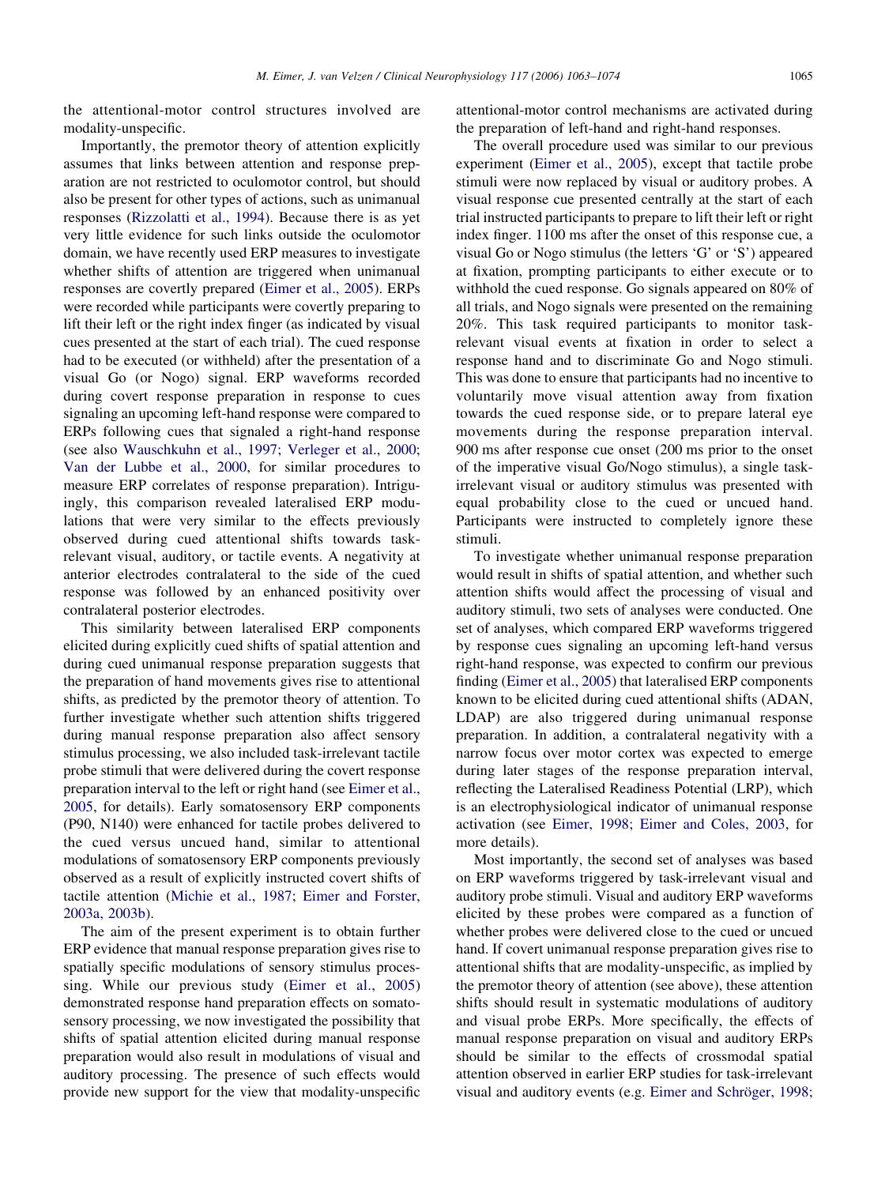the attentional-motor control structures involved are modality-unspecific.

Importantly, the premotor theory of attention explicitly assumes that links between attention and response preparation are not restricted to oculomotor control, but should also be present for other types of actions, such as unimanual responses (Rizzolatti et al., 1994). Because there is as yet very little evidence for such links outside the oculomotor domain, we have recently used ERP measures to investigate whether shifts of attention are triggered when unimanual responses are covertly prepared (Eimer et al., 2005). ERPs were recorded while participants were covertly preparing to lift their left or the right index finger (as indicated by visual cues presented at the start of each trial). The cued response had to be executed (or withheld) after the presentation of a visual Go (or Nogo) signal. ERP waveforms recorded during covert response preparation in response to cues signaling an upcoming left-hand response were compared to ERPs following cues that signaled a right-hand response (see also Wauschkuhn et al., 1997; Verleger et al., 2000; Van der Lubbe et al., 2000, for similar procedures to measure ERP correlates of response preparation). Intriguingly, this comparison revealed lateralised ERP modulations that were very similar to the effects previously observed during cued attentional shifts towards task-relevant visual, auditory, or tactile events. A negativity at anterior electrodes contralateral to the side of the cued response was followed by an enhanced positivity over contralateral posterior electrodes.

This similarity between lateralised ERP components elicited during explicitly cued shifts of spatial attention and during cued unimanual response preparation suggests that the preparation of hand movements gives rise to attentional shifts, as predicted by the premotor theory of attention. To further investigate whether such attention shifts triggered during manual response preparation also affect sensory stimulus processing, we also included task-irrelevant tactile probe stimuli that were delivered during the covert response preparation interval to the left or right hand (see Eimer et al., 2005, for details). Early somatosensory ERP components (P90, N140) were enhanced for tactile probes delivered to the cued versus uncued hand, similar to attentional modulations of somatosensory ERP components previously observed as a result of explicitly instructed covert shifts of tactile attention (Michie et al., 1987; Eimer and Forster, 2003a, 2003b).

The aim of the present experiment is to obtain further ERP evidence that manual response preparation gives rise to spatially specific modulations of sensory stimulus processing. While our previous study (Eimer et al., 2005) demonstrated response hand preparation effects on somatosensory processing, we now investigated the possibility that shifts of spatial attention elicited during manual response preparation would also result in modulations of visual and auditory processing. The presence of such effects would provide new support for the view that modality-unspecific attentional-motor control mechanisms are activated during the preparation of left-hand and right-hand responses.

The overall procedure used was similar to our previous experiment (Eimer et al., 2005), except that tactile probe stimuli were now replaced by visual or auditory probes. A visual response cue presented centrally at the start of each trial instructed participants to prepare to lift their left or right index finger. 1100 ms after the onset of this response cue, a visual Go or Nogo stimulus (the letters 'G' or 'S') appeared at fixation, prompting participants to either execute or to withhold the cued response. Go signals appeared on 80% of all trials, and Nogo signals were presented on the remaining 20%. This task required participants to monitor task-relevant visual events at fixation in order to select a response hand and to discriminate Go and Nogo stimuli. This was done to ensure that participants had no incentive to voluntarily move visual attention away from fixation towards the cued response side, or to prepare lateral eye movements during the response preparation interval. 900 ms after response cue onset (200 ms prior to the onset of the imperative visual Go/Nogo stimulus), a single task-irrelevant visual or auditory stimulus was presented with equal probability close to the cued or uncued hand. Participants were instructed to completely ignore these stimuli.

To investigate whether unimanual response preparation would result in shifts of spatial attention, and whether such attention shifts would affect the processing of visual and auditory stimuli, two sets of analyses were conducted. One set of analyses, which compared ERP waveforms triggered by response cues signaling an upcoming left-hand versus right-hand response, was expected to confirm our previous finding (Eimer et al., 2005) that lateralised ERP components known to be elicited during cued attentional shifts (ADAN, LDAP) are also triggered during unimanual response preparation. In addition, a contralateral negativity with a narrow focus over motor cortex was expected to emerge during later stages of the response preparation interval, reflecting the Lateralised Readiness Potential (LRP), which is an electrophysiological indicator of unimanual response activation (see Eimer, 1998; Eimer and Coles, 2003, for more details).

Most importantly, the second set of analyses was based on ERP waveforms triggered by task-irrelevant visual and auditory probe stimuli. Visual and auditory ERP waveforms elicited by these probes were compared as a function of whether probes were delivered close to the cued or uncued hand. If covert unimanual response preparation gives rise to attentional shifts that are modality-unspecific, as implied by the premotor theory of attention (see above), these attention shifts should result in systematic modulations of auditory and visual probe ERPs. More specifically, the effects of manual response preparation on visual and auditory ERPs should be similar to the effects of crossmodal spatial attention observed in earlier ERP studies for task-irrelevant visual and auditory events (e.g. Eimer and Schröger, 1998;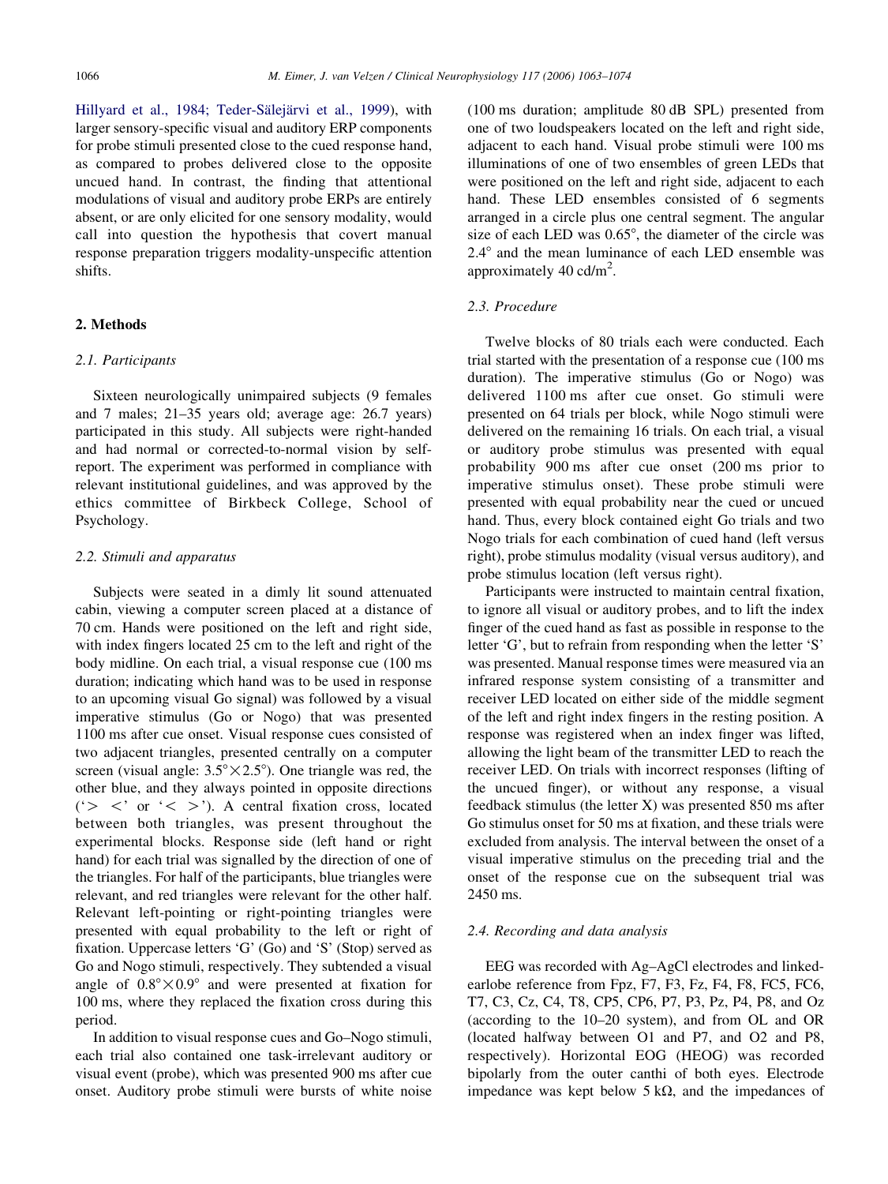Hillyard et al., 1984; Teder-Sälejärvi et al., 1999), with larger sensory-specific visual and auditory ERP components for probe stimuli presented close to the cued response hand, as compared to probes delivered close to the opposite uncued hand. In contrast, the finding that attentional modulations of visual and auditory probe ERPs are entirely absent, or are only elicited for one sensory modality, would call into question the hypothesis that covert manual response preparation triggers modality-unspecific attention shifts.

## 2. Methods

### 2.1. Participants

Sixteen neurologically unimpaired subjects (9 females and 7 males; 21–35 years old; average age: 26.7 years) participated in this study. All subjects were right-handed and had normal or corrected-to-normal vision by self-report. The experiment was performed in compliance with relevant institutional guidelines, and was approved by the ethics committee of Birkbeck College, School of Psychology.

### 2.2. Stimuli and apparatus

Subjects were seated in a dimly lit sound attenuated cabin, viewing a computer screen placed at a distance of 70 cm. Hands were positioned on the left and right side, with index fingers located 25 cm to the left and right of the body midline. On each trial, a visual response cue (100 ms duration; indicating which hand was to be used in response to an upcoming visual Go signal) was followed by a visual imperative stimulus (Go or Nogo) that was presented 1100 ms after cue onset. Visual response cues consisted of two adjacent triangles, presented centrally on a computer screen (visual angle: $3.5° \times 2.5°$). One triangle was red, the other blue, and they always pointed in opposite directions ('> <' or '< >'). A central fixation cross, located between both triangles, was present throughout the experimental blocks. Response side (left hand or right hand) for each trial was signalled by the direction of one of the triangles. For half of the participants, blue triangles were relevant, and red triangles were relevant for the other half. Relevant left-pointing or right-pointing triangles were presented with equal probability to the left or right of fixation. Uppercase letters 'G' (Go) and 'S' (Stop) served as Go and Nogo stimuli, respectively. They subtended a visual angle of $0.8° \times 0.9°$ and were presented at fixation for 100 ms, where they replaced the fixation cross during this period.

In addition to visual response cues and Go–Nogo stimuli, each trial also contained one task-irrelevant auditory or visual event (probe), which was presented 900 ms after cue onset. Auditory probe stimuli were bursts of white noise (100 ms duration; amplitude 80 dB SPL) presented from one of two loudspeakers located on the left and right side, adjacent to each hand. Visual probe stimuli were 100 ms illuminations of one of two ensembles of green LEDs that were positioned on the left and right side, adjacent to each hand. These LED ensembles consisted of 6 segments arranged in a circle plus one central segment. The angular size of each LED was 0.65°, the diameter of the circle was 2.4° and the mean luminance of each LED ensemble was approximately 40 cd/m$^2$.

### 2.3. Procedure

Twelve blocks of 80 trials each were conducted. Each trial started with the presentation of a response cue (100 ms duration). The imperative stimulus (Go or Nogo) was delivered 1100 ms after cue onset. Go stimuli were presented on 64 trials per block, while Nogo stimuli were delivered on the remaining 16 trials. On each trial, a visual or auditory probe stimulus was presented with equal probability 900 ms after cue onset (200 ms prior to imperative stimulus onset). These probe stimuli were presented with equal probability near the cued or uncued hand. Thus, every block contained eight Go trials and two Nogo trials for each combination of cued hand (left versus right), probe stimulus modality (visual versus auditory), and probe stimulus location (left versus right).

Participants were instructed to maintain central fixation, to ignore all visual or auditory probes, and to lift the index finger of the cued hand as fast as possible in response to the letter 'G', but to refrain from responding when the letter 'S' was presented. Manual response times were measured via an infrared response system consisting of a transmitter and receiver LED located on either side of the middle segment of the left and right index fingers in the resting position. A response was registered when an index finger was lifted, allowing the light beam of the transmitter LED to reach the receiver LED. On trials with incorrect responses (lifting of the uncued finger), or without any response, a visual feedback stimulus (the letter X) was presented 850 ms after Go stimulus onset for 50 ms at fixation, and these trials were excluded from analysis. The interval between the onset of a visual imperative stimulus on the preceding trial and the onset of the response cue on the subsequent trial was 2450 ms.

### 2.4. Recording and data analysis

EEG was recorded with Ag–AgCl electrodes and linked-earlobe reference from Fpz, F7, F3, Fz, F4, F8, FC5, FC6, T7, C3, Cz, C4, T8, CP5, CP6, P7, P3, Pz, P4, P8, and Oz (according to the 10–20 system), and from OL and OR (located halfway between O1 and P7, and O2 and P8, respectively). Horizontal EOG (HEOG) was recorded bipolarly from the outer canthi of both eyes. Electrode impedance was kept below 5 kΩ, and the impedances of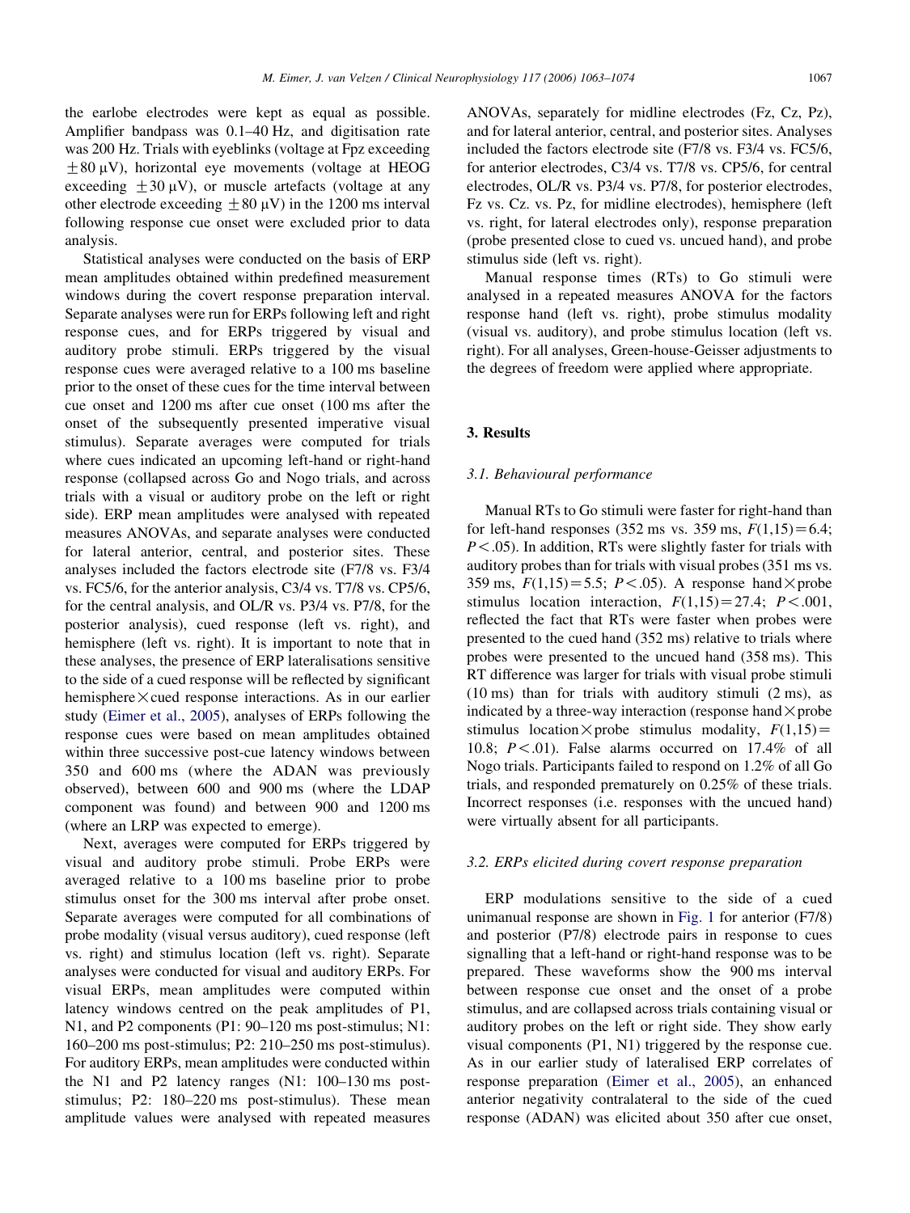the earlobe electrodes were kept as equal as possible. Amplifier bandpass was 0.1–40 Hz, and digitisation rate was 200 Hz. Trials with eyeblinks (voltage at Fpz exceeding $\pm 80\ \mu V$), horizontal eye movements (voltage at HEOG exceeding $\pm 30\ \mu V$), or muscle artefacts (voltage at any other electrode exceeding $\pm 80\ \mu V$) in the 1200 ms interval following response cue onset were excluded prior to data analysis.

Statistical analyses were conducted on the basis of ERP mean amplitudes obtained within predefined measurement windows during the covert response preparation interval. Separate analyses were run for ERPs following left and right response cues, and for ERPs triggered by visual and auditory probe stimuli. ERPs triggered by the visual response cues were averaged relative to a 100 ms baseline prior to the onset of these cues for the time interval between cue onset and 1200 ms after cue onset (100 ms after the onset of the subsequently presented imperative visual stimulus). Separate averages were computed for trials where cues indicated an upcoming left-hand or right-hand response (collapsed across Go and Nogo trials, and across trials with a visual or auditory probe on the left or right side). ERP mean amplitudes were analysed with repeated measures ANOVAs, and separate analyses were conducted for lateral anterior, central, and posterior sites. These analyses included the factors electrode site (F7/8 vs. F3/4 vs. FC5/6, for the anterior analysis, C3/4 vs. T7/8 vs. CP5/6, for the central analysis, and OL/R vs. P3/4 vs. P7/8, for the posterior analysis), cued response (left vs. right), and hemisphere (left vs. right). It is important to note that in these analyses, the presence of ERP lateralisations sensitive to the side of a cued response will be reflected by significant hemisphere × cued response interactions. As in our earlier study (Eimer et al., 2005), analyses of ERPs following the response cues were based on mean amplitudes obtained within three successive post-cue latency windows between 350 and 600 ms (where the ADAN was previously observed), between 600 and 900 ms (where the LDAP component was found) and between 900 and 1200 ms (where an LRP was expected to emerge).

Next, averages were computed for ERPs triggered by visual and auditory probe stimuli. Probe ERPs were averaged relative to a 100 ms baseline prior to probe stimulus onset for the 300 ms interval after probe onset. Separate averages were computed for all combinations of probe modality (visual versus auditory), cued response (left vs. right) and stimulus location (left vs. right). Separate analyses were conducted for visual and auditory ERPs. For visual ERPs, mean amplitudes were computed within latency windows centred on the peak amplitudes of P1, N1, and P2 components (P1: 90–120 ms post-stimulus; N1: 160–200 ms post-stimulus; P2: 210–250 ms post-stimulus). For auditory ERPs, mean amplitudes were conducted within the N1 and P2 latency ranges (N1: 100–130 ms post-stimulus; P2: 180–220 ms post-stimulus). These mean amplitude values were analysed with repeated measures ANOVAs, separately for midline electrodes (Fz, Cz, Pz), and for lateral anterior, central, and posterior sites. Analyses included the factors electrode site (F7/8 vs. F3/4 vs. FC5/6, for anterior electrodes, C3/4 vs. T7/8 vs. CP5/6, for central electrodes, OL/R vs. P3/4 vs. P7/8, for posterior electrodes, Fz vs. Cz. vs. Pz, for midline electrodes), hemisphere (left vs. right, for lateral electrodes only), response preparation (probe presented close to cued vs. uncued hand), and probe stimulus side (left vs. right).

Manual response times (RTs) to Go stimuli were analysed in a repeated measures ANOVA for the factors response hand (left vs. right), probe stimulus modality (visual vs. auditory), and probe stimulus location (left vs. right). For all analyses, Green-house-Geisser adjustments to the degrees of freedom were applied where appropriate.

## 3. Results

### 3.1. Behavioural performance

Manual RTs to Go stimuli were faster for right-hand than for left-hand responses (352 ms vs. 359 ms, $F(1,15)=6.4$; $P<.05$). In addition, RTs were slightly faster for trials with auditory probes than for trials with visual probes (351 ms vs. 359 ms, $F(1,15)=5.5$; $P<.05$). A response hand × probe stimulus location interaction, $F(1,15)=27.4$; $P<.001$, reflected the fact that RTs were faster when probes were presented to the cued hand (352 ms) relative to trials where probes were presented to the uncued hand (358 ms). This RT difference was larger for trials with visual probe stimuli (10 ms) than for trials with auditory stimuli (2 ms), as indicated by a three-way interaction (response hand × probe stimulus location × probe stimulus modality, $F(1,15)=10.8$; $P<.01$). False alarms occurred on 17.4% of all Nogo trials. Participants failed to respond on 1.2% of all Go trials, and responded prematurely on 0.25% of these trials. Incorrect responses (i.e. responses with the uncued hand) were virtually absent for all participants.

### 3.2. ERPs elicited during covert response preparation

ERP modulations sensitive to the side of a cued unimanual response are shown in Fig. 1 for anterior (F7/8) and posterior (P7/8) electrode pairs in response to cues signalling that a left-hand or right-hand response was to be prepared. These waveforms show the 900 ms interval between response cue onset and the onset of a probe stimulus, and are collapsed across trials containing visual or auditory probes on the left or right side. They show early visual components (P1, N1) triggered by the response cue. As in our earlier study of lateralised ERP correlates of response preparation (Eimer et al., 2005), an enhanced anterior negativity contralateral to the side of the cued response (ADAN) was elicited about 350 after cue onset,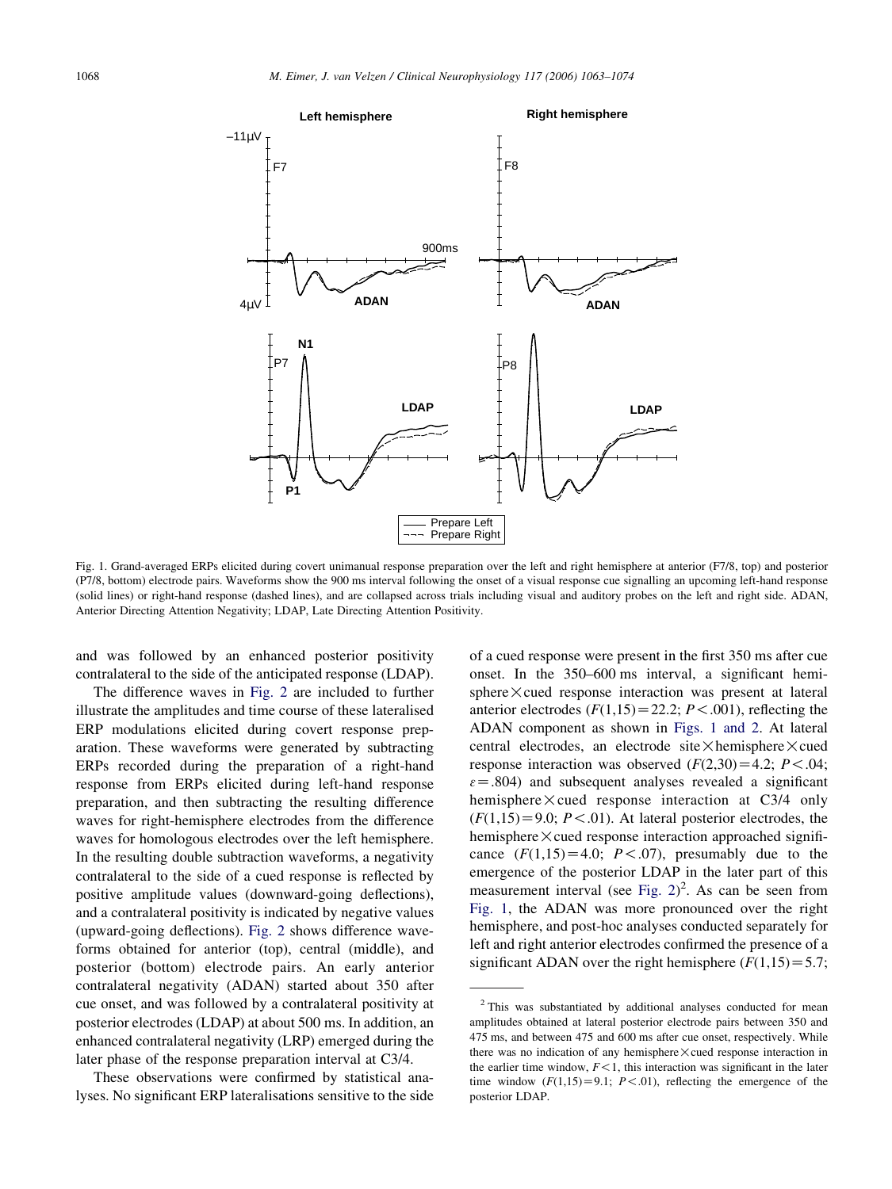Fig. 1. Grand-averaged ERPs elicited during covert unimanual response preparation over the left and right hemisphere at anterior (F7/8, top) and posterior (P7/8, bottom) electrode pairs. Waveforms show the 900 ms interval following the onset of a visual response cue signalling an upcoming left-hand response (solid lines) or right-hand response (dashed lines), and are collapsed across trials including visual and auditory probes on the left and right side. ADAN, Anterior Directing Attention Negativity; LDAP, Late Directing Attention Positivity.

and was followed by an enhanced posterior positivity contralateral to the side of the anticipated response (LDAP).

The difference waves in Fig. 2 are included to further illustrate the amplitudes and time course of these lateralised ERP modulations elicited during covert response preparation. These waveforms were generated by subtracting ERPs recorded during the preparation of a right-hand response from ERPs elicited during left-hand response preparation, and then subtracting the resulting difference waves for right-hemisphere electrodes from the difference waves for homologous electrodes over the left hemisphere. In the resulting double subtraction waveforms, a negativity contralateral to the side of a cued response is reflected by positive amplitude values (downward-going deflections), and a contralateral positivity is indicated by negative values (upward-going deflections). Fig. 2 shows difference waveforms obtained for anterior (top), central (middle), and posterior (bottom) electrode pairs. An early anterior contralateral negativity (ADAN) started about 350 after cue onset, and was followed by a contralateral positivity at posterior electrodes (LDAP) at about 500 ms. In addition, an enhanced contralateral negativity (LRP) emerged during the later phase of the response preparation interval at C3/4.

These observations were confirmed by statistical analyses. No significant ERP lateralisations sensitive to the side of a cued response were present in the first 350 ms after cue onset. In the 350–600 ms interval, a significant hemisphere × cued response interaction was present at lateral anterior electrodes ($F(1,15)=22.2$; $P<.001$), reflecting the ADAN component as shown in Figs. 1 and 2. At lateral central electrodes, an electrode site × hemisphere × cued response interaction was observed ($F(2,30)=4.2$; $P<.04$; $\varepsilon=.804$) and subsequent analyses revealed a significant hemisphere × cued response interaction at C3/4 only ($F(1,15)=9.0$; $P<.01$). At lateral posterior electrodes, the hemisphere × cued response interaction approached significance ($F(1,15)=4.0$; $P<.07$), presumably due to the emergence of the posterior LDAP in the later part of this measurement interval (see Fig. 2)[2]. As can be seen from Fig. 1, the ADAN was more pronounced over the right hemisphere, and post-hoc analyses conducted separately for left and right anterior electrodes confirmed the presence of a significant ADAN over the right hemisphere ($F(1,15)=5.7$;

[2] This was substantiated by additional analyses conducted for mean amplitudes obtained at lateral posterior electrode pairs between 350 and 475 ms, and between 475 and 600 ms after cue onset, respectively. While there was no indication of any hemisphere × cued response interaction in the earlier time window, $F<1$, this interaction was significant in the later time window ($F(1,15)=9.1$; $P<.01$), reflecting the emergence of the posterior LDAP.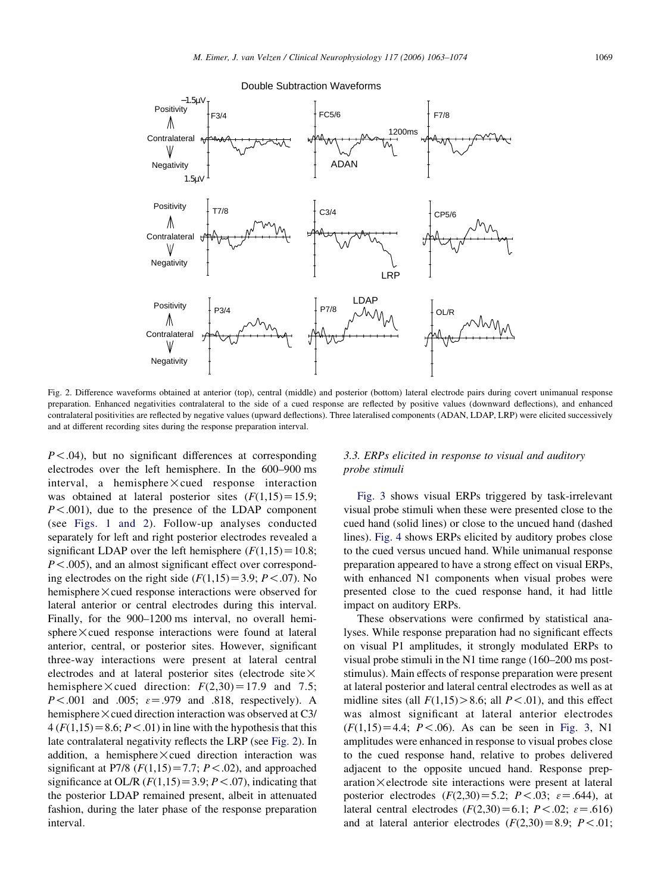Fig. 2. Difference waveforms obtained at anterior (top), central (middle) and posterior (bottom) lateral electrode pairs during covert unimanual response preparation. Enhanced negativities contralateral to the side of a cued response are reflected by positive values (downward deflections), and enhanced contralateral positivities are reflected by negative values (upward deflections). Three lateralised components (ADAN, LDAP, LRP) were elicited successively and at different recording sites during the response preparation interval.

$P<.04$), but no significant differences at corresponding electrodes over the left hemisphere. In the 600–900 ms interval, a hemisphere × cued response interaction was obtained at lateral posterior sites ($F(1,15)=15.9$; $P<.001$), due to the presence of the LDAP component (see Figs. 1 and 2). Follow-up analyses conducted separately for left and right posterior electrodes revealed a significant LDAP over the left hemisphere ($F(1,15)=10.8$; $P<.005$), and an almost significant effect over corresponding electrodes on the right side ($F(1,15)=3.9$; $P<.07$). No hemisphere × cued response interactions were observed for lateral anterior or central electrodes during this interval. Finally, for the 900–1200 ms interval, no overall hemisphere × cued response interactions were found at lateral anterior, central, or posterior sites. However, significant three-way interactions were present at lateral central electrodes and at lateral posterior sites (electrode site × hemisphere × cued direction: $F(2,30)=17.9$ and 7.5; $P<.001$ and .005; $\varepsilon=.979$ and .818, respectively). A hemisphere × cued direction interaction was observed at C3/4 ($F(1,15)=8.6$; $P<.01$) in line with the hypothesis that this late contralateral negativity reflects the LRP (see Fig. 2). In addition, a hemisphere × cued direction interaction was significant at P7/8 ($F(1,15)=7.7$; $P<.02$), and approached significance at OL/R ($F(1,15)=3.9$; $P<.07$), indicating that the posterior LDAP remained present, albeit in attenuated fashion, during the later phase of the response preparation interval.

### 3.3. ERPs elicited in response to visual and auditory probe stimuli

Fig. 3 shows visual ERPs triggered by task-irrelevant visual probe stimuli when these were presented close to the cued hand (solid lines) or close to the uncued hand (dashed lines). Fig. 4 shows ERPs elicited by auditory probes close to the cued versus uncued hand. While unimanual response preparation appeared to have a strong effect on visual ERPs, with enhanced N1 components when visual probes were presented close to the cued response hand, it had little impact on auditory ERPs.

These observations were confirmed by statistical analyses. While response preparation had no significant effects on visual P1 amplitudes, it strongly modulated ERPs to visual probe stimuli in the N1 time range (160–200 ms post-stimulus). Main effects of response preparation were present at lateral posterior and lateral central electrodes as well as at midline sites (all $F(1,15)>8.6$; all $P<.01$), and this effect was almost significant at lateral anterior electrodes ($F(1,15)=4.4$; $P<.06$). As can be seen in Fig. 3, N1 amplitudes were enhanced in response to visual probes close to the cued response hand, relative to probes delivered adjacent to the opposite uncued hand. Response preparation × electrode site interactions were present at lateral posterior electrodes ($F(2,30)=5.2$; $P<.03$; $\varepsilon=.644$), at lateral central electrodes ($F(2,30)=6.1$; $P<.02$; $\varepsilon=.616$) and at lateral anterior electrodes ($F(2,30)=8.9$; $P<.01$;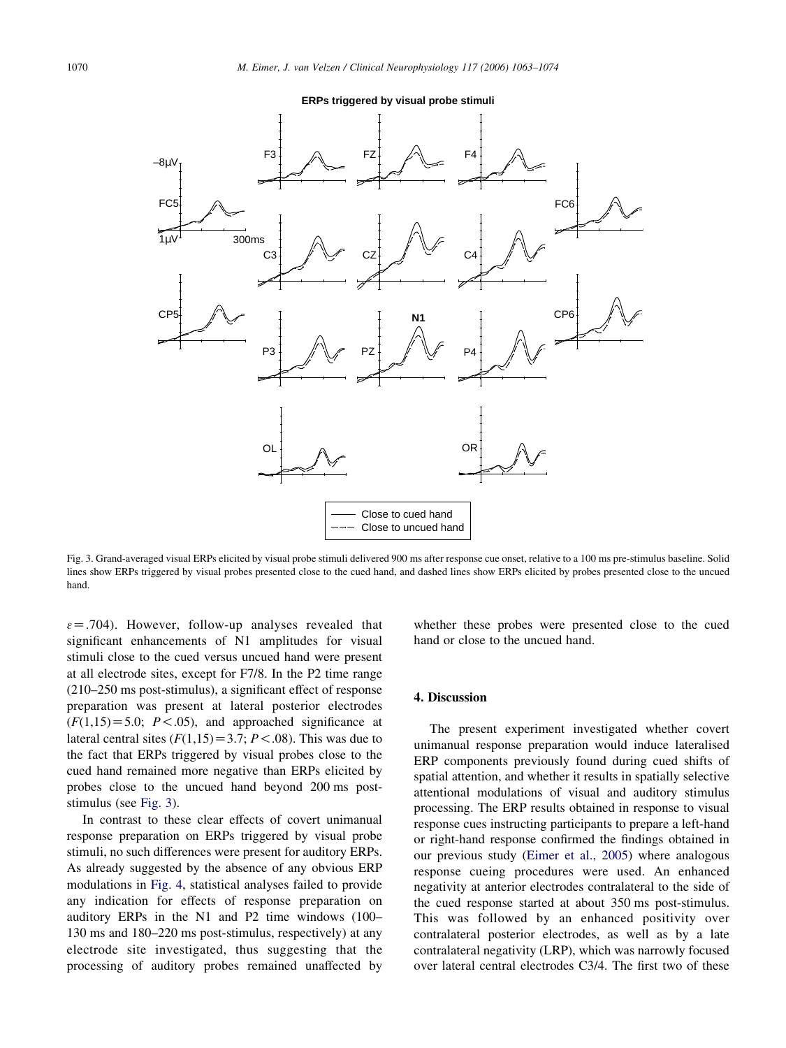Fig. 3. Grand-averaged visual ERPs elicited by visual probe stimuli delivered 900 ms after response cue onset, relative to a 100 ms pre-stimulus baseline. Solid lines show ERPs triggered by visual probes presented close to the cued hand, and dashed lines show ERPs elicited by probes presented close to the uncued hand.

$\varepsilon = .704$). However, follow-up analyses revealed that significant enhancements of N1 amplitudes for visual stimuli close to the cued versus uncued hand were present at all electrode sites, except for F7/8. In the P2 time range (210–250 ms post-stimulus), a significant effect of response preparation was present at lateral posterior electrodes ($F(1,15)=5.0$; $P<.05$), and approached significance at lateral central sites ($F(1,15)=3.7$; $P<.08$). This was due to the fact that ERPs triggered by visual probes close to the cued hand remained more negative than ERPs elicited by probes close to the uncued hand beyond 200 ms post-stimulus (see Fig. 3).

In contrast to these clear effects of covert unimanual response preparation on ERPs triggered by visual probe stimuli, no such differences were present for auditory ERPs. As already suggested by the absence of any obvious ERP modulations in Fig. 4, statistical analyses failed to provide any indication for effects of response preparation on auditory ERPs in the N1 and P2 time windows (100–130 ms and 180–220 ms post-stimulus, respectively) at any electrode site investigated, thus suggesting that the processing of auditory probes remained unaffected by whether these probes were presented close to the cued hand or close to the uncued hand.

## 4. Discussion

The present experiment investigated whether covert unimanual response preparation would induce lateralised ERP components previously found during cued shifts of spatial attention, and whether it results in spatially selective attentional modulations of visual and auditory stimulus processing. The ERP results obtained in response to visual response cues instructing participants to prepare a left-hand or right-hand response confirmed the findings obtained in our previous study (Eimer et al., 2005) where analogous response cueing procedures were used. An enhanced negativity at anterior electrodes contralateral to the side of the cued response started at about 350 ms post-stimulus. This was followed by an enhanced positivity over contralateral posterior electrodes, as well as by a late contralateral negativity (LRP), which was narrowly focused over lateral central electrodes C3/4. The first two of these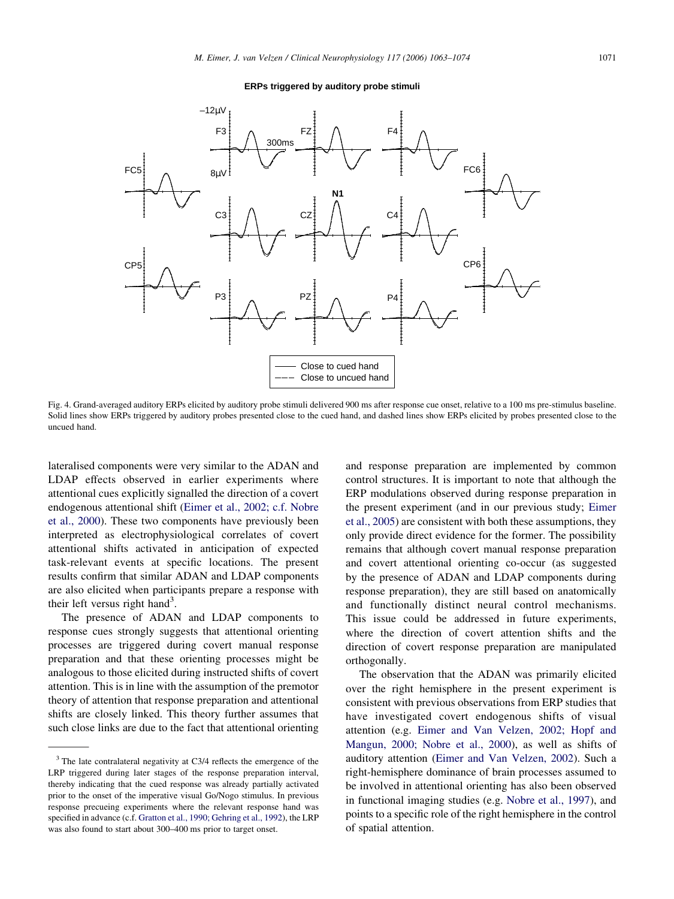ERPs triggered by auditory probe stimuli

−12μV

8μV

300ms

F3 FZ F4

FC5 FC6

N1

C3 CZ C4

CP5 CP6

P3 PZ P4

Close to cued hand
Close to uncued hand

Fig. 4. Grand-averaged auditory ERPs elicited by auditory probe stimuli delivered 900 ms after response cue onset, relative to a 100 ms pre-stimulus baseline. Solid lines show ERPs triggered by auditory probes presented close to the cued hand, and dashed lines show ERPs elicited by probes presented close to the uncued hand.

lateralised components were very similar to the ADAN and LDAP effects observed in earlier experiments where attentional cues explicitly signalled the direction of a covert endogenous attentional shift (Eimer et al., 2002; c.f. Nobre et al., 2000). These two components have previously been interpreted as electrophysiological correlates of covert attentional shifts activated in anticipation of expected task-relevant events at specific locations. The present results confirm that similar ADAN and LDAP components are also elicited when participants prepare a response with their left versus right hand[3].

The presence of ADAN and LDAP components to response cues strongly suggests that attentional orienting processes are triggered during covert manual response preparation and that these orienting processes might be analogous to those elicited during instructed shifts of covert attention. This is in line with the assumption of the premotor theory of attention that response preparation and attentional shifts are closely linked. This theory further assumes that such close links are due to the fact that attentional orienting and response preparation are implemented by common control structures. It is important to note that although the ERP modulations observed during response preparation in the present experiment (and in our previous study; Eimer et al., 2005) are consistent with both these assumptions, they only provide direct evidence for the former. The possibility remains that although covert manual response preparation and covert attentional orienting co-occur (as suggested by the presence of ADAN and LDAP components during response preparation), they are still based on anatomically and functionally distinct neural control mechanisms. This issue could be addressed in future experiments, where the direction of covert attention shifts and the direction of covert response preparation are manipulated orthogonally.

The observation that the ADAN was primarily elicited over the right hemisphere in the present experiment is consistent with previous observations from ERP studies that have investigated covert endogenous shifts of visual attention (e.g. Eimer and Van Velzen, 2002; Hopf and Mangun, 2000; Nobre et al., 2000), as well as shifts of auditory attention (Eimer and Van Velzen, 2002). Such a right-hemisphere dominance of brain processes assumed to be involved in attentional orienting has also been observed in functional imaging studies (e.g. Nobre et al., 1997), and points to a specific role of the right hemisphere in the control of spatial attention.

[3] The late contralateral negativity at C3/4 reflects the emergence of the LRP triggered during later stages of the response preparation interval, thereby indicating that the cued response was already partially activated prior to the onset of the imperative visual Go/Nogo stimulus. In previous response precueing experiments where the relevant response hand was specified in advance (c.f. Gratton et al., 1990; Gehring et al., 1992), the LRP was also found to start about 300–400 ms prior to target onset.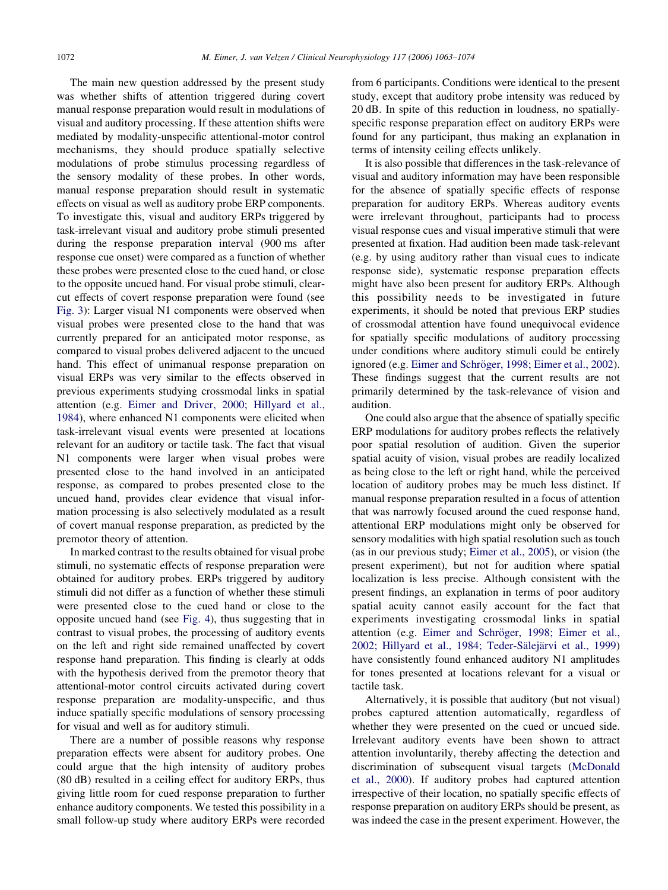The main new question addressed by the present study was whether shifts of attention triggered during covert manual response preparation would result in modulations of visual and auditory processing. If these attention shifts were mediated by modality-unspecific attentional-motor control mechanisms, they should produce spatially selective modulations of probe stimulus processing regardless of the sensory modality of these probes. In other words, manual response preparation should result in systematic effects on visual as well as auditory probe ERP components. To investigate this, visual and auditory ERPs triggered by task-irrelevant visual and auditory probe stimuli presented during the response preparation interval (900 ms after response cue onset) were compared as a function of whether these probes were presented close to the cued hand, or close to the opposite uncued hand. For visual probe stimuli, clear-cut effects of covert response preparation were found (see Fig. 3): Larger visual N1 components were observed when visual probes were presented close to the hand that was currently prepared for an anticipated motor response, as compared to visual probes delivered adjacent to the uncued hand. This effect of unimanual response preparation on visual ERPs was very similar to the effects observed in previous experiments studying crossmodal links in spatial attention (e.g. Eimer and Driver, 2000; Hillyard et al., 1984), where enhanced N1 components were elicited when task-irrelevant visual events were presented at locations relevant for an auditory or tactile task. The fact that visual N1 components were larger when visual probes were presented close to the hand involved in an anticipated response, as compared to probes presented close to the uncued hand, provides clear evidence that visual information processing is also selectively modulated as a result of covert manual response preparation, as predicted by the premotor theory of attention.

In marked contrast to the results obtained for visual probe stimuli, no systematic effects of response preparation were obtained for auditory probes. ERPs triggered by auditory stimuli did not differ as a function of whether these stimuli were presented close to the cued hand or close to the opposite uncued hand (see Fig. 4), thus suggesting that in contrast to visual probes, the processing of auditory events on the left and right side remained unaffected by covert response hand preparation. This finding is clearly at odds with the hypothesis derived from the premotor theory that attentional-motor control circuits activated during covert response preparation are modality-unspecific, and thus induce spatially specific modulations of sensory processing for visual and well as for auditory stimuli.

There are a number of possible reasons why response preparation effects were absent for auditory probes. One could argue that the high intensity of auditory probes (80 dB) resulted in a ceiling effect for auditory ERPs, thus giving little room for cued response preparation to further enhance auditory components. We tested this possibility in a small follow-up study where auditory ERPs were recorded from 6 participants. Conditions were identical to the present study, except that auditory probe intensity was reduced by 20 dB. In spite of this reduction in loudness, no spatially-specific response preparation effect on auditory ERPs were found for any participant, thus making an explanation in terms of intensity ceiling effects unlikely.

It is also possible that differences in the task-relevance of visual and auditory information may have been responsible for the absence of spatially specific effects of response preparation for auditory ERPs. Whereas auditory events were irrelevant throughout, participants had to process visual response cues and visual imperative stimuli that were presented at fixation. Had audition been made task-relevant (e.g. by using auditory rather than visual cues to indicate response side), systematic response preparation effects might have also been present for auditory ERPs. Although this possibility needs to be investigated in future experiments, it should be noted that previous ERP studies of crossmodal attention have found unequivocal evidence for spatially specific modulations of auditory processing under conditions where auditory stimuli could be entirely ignored (e.g. Eimer and Schröger, 1998; Eimer et al., 2002). These findings suggest that the current results are not primarily determined by the task-relevance of vision and audition.

One could also argue that the absence of spatially specific ERP modulations for auditory probes reflects the relatively poor spatial resolution of audition. Given the superior spatial acuity of vision, visual probes are readily localized as being close to the left or right hand, while the perceived location of auditory probes may be much less distinct. If manual response preparation resulted in a focus of attention that was narrowly focused around the cued response hand, attentional ERP modulations might only be observed for sensory modalities with high spatial resolution such as touch (as in our previous study; Eimer et al., 2005), or vision (the present experiment), but not for audition where spatial localization is less precise. Although consistent with the present findings, an explanation in terms of poor auditory spatial acuity cannot easily account for the fact that experiments investigating crossmodal links in spatial attention (e.g. Eimer and Schröger, 1998; Eimer et al., 2002; Hillyard et al., 1984; Teder-Sälejärvi et al., 1999) have consistently found enhanced auditory N1 amplitudes for tones presented at locations relevant for a visual or tactile task.

Alternatively, it is possible that auditory (but not visual) probes captured attention automatically, regardless of whether they were presented on the cued or uncued side. Irrelevant auditory events have been shown to attract attention involuntarily, thereby affecting the detection and discrimination of subsequent visual targets (McDonald et al., 2000). If auditory probes had captured attention irrespective of their location, no spatially specific effects of response preparation on auditory ERPs should be present, as was indeed the case in the present experiment. However, the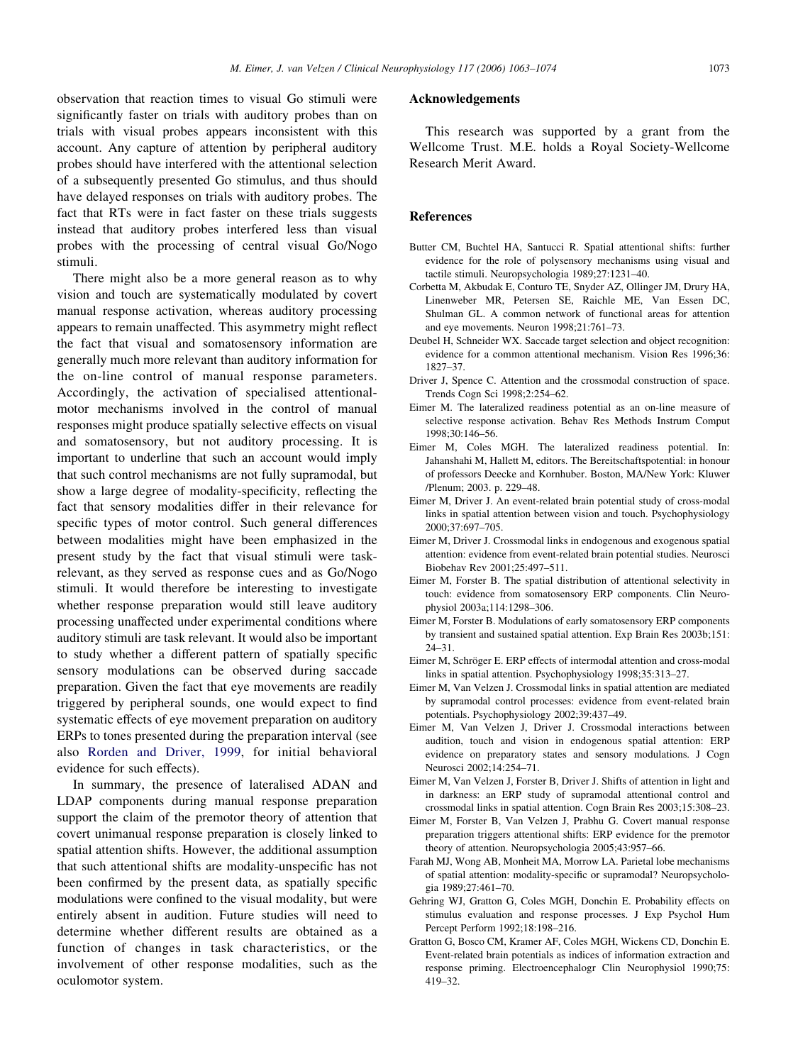observation that reaction times to visual Go stimuli were significantly faster on trials with auditory probes than on trials with visual probes appears inconsistent with this account. Any capture of attention by peripheral auditory probes should have interfered with the attentional selection of a subsequently presented Go stimulus, and thus should have delayed responses on trials with auditory probes. The fact that RTs were in fact faster on these trials suggests instead that auditory probes interfered less than visual probes with the processing of central visual Go/Nogo stimuli.

There might also be a more general reason as to why vision and touch are systematically modulated by covert manual response activation, whereas auditory processing appears to remain unaffected. This asymmetry might reflect the fact that visual and somatosensory information are generally much more relevant than auditory information for the on-line control of manual response parameters. Accordingly, the activation of specialised attentional-motor mechanisms involved in the control of manual responses might produce spatially selective effects on visual and somatosensory, but not auditory processing. It is important to underline that such an account would imply that such control mechanisms are not fully supramodal, but show a large degree of modality-specificity, reflecting the fact that sensory modalities differ in their relevance for specific types of motor control. Such general differences between modalities might have been emphasized in the present study by the fact that visual stimuli were task-relevant, as they served as response cues and as Go/Nogo stimuli. It would therefore be interesting to investigate whether response preparation would still leave auditory processing unaffected under experimental conditions where auditory stimuli are task relevant. It would also be important to study whether a different pattern of spatially specific sensory modulations can be observed during saccade preparation. Given the fact that eye movements are readily triggered by peripheral sounds, one would expect to find systematic effects of eye movement preparation on auditory ERPs to tones presented during the preparation interval (see also Rorden and Driver, 1999, for initial behavioral evidence for such effects).

In summary, the presence of lateralised ADAN and LDAP components during manual response preparation support the claim of the premotor theory of attention that covert unimanual response preparation is closely linked to spatial attention shifts. However, the additional assumption that such attentional shifts are modality-unspecific has not been confirmed by the present data, as spatially specific modulations were confined to the visual modality, but were entirely absent in audition. Future studies will need to determine whether different results are obtained as a function of changes in task characteristics, or the involvement of other response modalities, such as the oculomotor system.

## Acknowledgements

This research was supported by a grant from the Wellcome Trust. M.E. holds a Royal Society-Wellcome Research Merit Award.

## References

Butter CM, Buchtel HA, Santucci R. Spatial attentional shifts: further evidence for the role of polysensory mechanisms using visual and tactile stimuli. Neuropsychologia 1989;27:1231–40.

Corbetta M, Akbudak E, Conturo TE, Snyder AZ, Ollinger JM, Drury HA, Linenweber MR, Petersen SE, Raichle ME, Van Essen DC, Shulman GL. A common network of functional areas for attention and eye movements. Neuron 1998;21:761–73.

Deubel H, Schneider WX. Saccade target selection and object recognition: evidence for a common attentional mechanism. Vision Res 1996;36: 1827–37.

Driver J, Spence C. Attention and the crossmodal construction of space. Trends Cogn Sci 1998;2:254–62.

Eimer M. The lateralized readiness potential as an on-line measure of selective response activation. Behav Res Methods Instrum Comput 1998;30:146–56.

Eimer M, Coles MGH. The lateralized readiness potential. In: Jahanshahi M, Hallett M, editors. The Bereitschaftspotential: in honour of professors Deecke and Kornhuber. Boston, MA/New York: Kluwer /Plenum; 2003. p. 229–48.

Eimer M, Driver J. An event-related brain potential study of cross-modal links in spatial attention between vision and touch. Psychophysiology 2000;37:697–705.

Eimer M, Driver J. Crossmodal links in endogenous and exogenous spatial attention: evidence from event-related brain potential studies. Neurosci Biobehav Rev 2001;25:497–511.

Eimer M, Forster B. The spatial distribution of attentional selectivity in touch: evidence from somatosensory ERP components. Clin Neurophysiol 2003a;114:1298–306.

Eimer M, Forster B. Modulations of early somatosensory ERP components by transient and sustained spatial attention. Exp Brain Res 2003b;151: 24–31.

Eimer M, Schröger E. ERP effects of intermodal attention and cross-modal links in spatial attention. Psychophysiology 1998;35:313–27.

Eimer M, Van Velzen J. Crossmodal links in spatial attention are mediated by supramodal control processes: evidence from event-related brain potentials. Psychophysiology 2002;39:437–49.

Eimer M, Van Velzen J, Driver J. Crossmodal interactions between audition, touch and vision in endogenous spatial attention: ERP evidence on preparatory states and sensory modulations. J Cogn Neurosci 2002;14:254–71.

Eimer M, Van Velzen J, Forster B, Driver J. Shifts of attention in light and in darkness: an ERP study of supramodal attentional control and crossmodal links in spatial attention. Cogn Brain Res 2003;15:308–23.

Eimer M, Forster B, Van Velzen J, Prabhu G. Covert manual response preparation triggers attentional shifts: ERP evidence for the premotor theory of attention. Neuropsychologia 2005;43:957–66.

Farah MJ, Wong AB, Monheit MA, Morrow LA. Parietal lobe mechanisms of spatial attention: modality-specific or supramodal? Neuropsychologia 1989;27:461–70.

Gehring WJ, Gratton G, Coles MGH, Donchin E. Probability effects on stimulus evaluation and response processes. J Exp Psychol Hum Percept Perform 1992;18:198–216.

Gratton G, Bosco CM, Kramer AF, Coles MGH, Wickens CD, Donchin E. Event-related brain potentials as indices of information extraction and response priming. Electroencephalogr Clin Neurophysiol 1990;75: 419–32.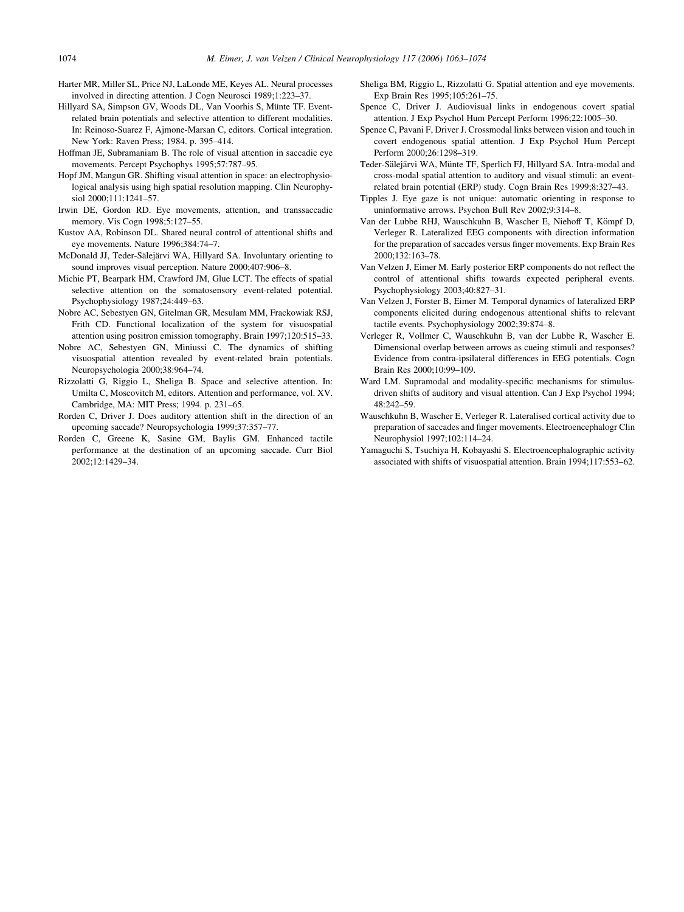Harter MR, Miller SL, Price NJ, LaLonde ME, Keyes AL. Neural processes involved in directing attention. J Cogn Neurosci 1989;1:223–37.

Hillyard SA, Simpson GV, Woods DL, Van Voorhis S, Münte TF. Event-related brain potentials and selective attention to different modalities. In: Reinoso-Suarez F, Ajmone-Marsan C, editors. Cortical integration. New York: Raven Press; 1984. p. 395–414.

Hoffman JE, Subramaniam B. The role of visual attention in saccadic eye movements. Percept Psychophys 1995;57:787–95.

Hopf JM, Mangun GR. Shifting visual attention in space: an electrophysiological analysis using high spatial resolution mapping. Clin Neurophysiol 2000;111:1241–57.

Irwin DE, Gordon RD. Eye movements, attention, and transsaccadic memory. Vis Cogn 1998;5:127–55.

Kustov AA, Robinson DL. Shared neural control of attentional shifts and eye movements. Nature 1996;384:74–7.

McDonald JJ, Teder-Sälejärvi WA, Hillyard SA. Involuntary orienting to sound improves visual perception. Nature 2000;407:906–8.

Michie PT, Bearpark HM, Crawford JM, Glue LCT. The effects of spatial selective attention on the somatosensory event-related potential. Psychophysiology 1987;24:449–63.

Nobre AC, Sebestyen GN, Gitelman GR, Mesulam MM, Frackowiak RSJ, Frith CD. Functional localization of the system for visuospatial attention using positron emission tomography. Brain 1997;120:515–33.

Nobre AC, Sebestyen GN, Miniussi C. The dynamics of shifting visuospatial attention revealed by event-related brain potentials. Neuropsychologia 2000;38:964–74.

Rizzolatti G, Riggio L, Sheliga B. Space and selective attention. In: Umilta C, Moscovitch M, editors. Attention and performance, vol. XV. Cambridge, MA: MIT Press; 1994. p. 231–65.

Rorden C, Driver J. Does auditory attention shift in the direction of an upcoming saccade? Neuropsychologia 1999;37:357–77.

Rorden C, Greene K, Sasine GM, Baylis GM. Enhanced tactile performance at the destination of an upcoming saccade. Curr Biol 2002;12:1429–34.

Sheliga BM, Riggio L, Rizzolatti G. Spatial attention and eye movements. Exp Brain Res 1995;105:261–75.

Spence C, Driver J. Audiovisual links in endogenous covert spatial attention. J Exp Psychol Hum Percept Perform 1996;22:1005–30.

Spence C, Pavani F, Driver J. Crossmodal links between vision and touch in covert endogenous spatial attention. J Exp Psychol Hum Percept Perform 2000;26:1298–319.

Teder-Sälejärvi WA, Münte TF, Sperlich FJ, Hillyard SA. Intra-modal and cross-modal spatial attention to auditory and visual stimuli: an event-related brain potential (ERP) study. Cogn Brain Res 1999;8:327–43.

Tipples J. Eye gaze is not unique: automatic orienting in response to uninformative arrows. Psychon Bull Rev 2002;9:314–8.

Van der Lubbe RHJ, Wauschkuhn B, Wascher E, Niehoff T, Kömpf D, Verleger R. Lateralized EEG components with direction information for the preparation of saccades versus finger movements. Exp Brain Res 2000;132:163–78.

Van Velzen J, Eimer M. Early posterior ERP components do not reflect the control of attentional shifts towards expected peripheral events. Psychophysiology 2003;40:827–31.

Van Velzen J, Forster B, Eimer M. Temporal dynamics of lateralized ERP components elicited during endogenous attentional shifts to relevant tactile events. Psychophysiology 2002;39:874–8.

Verleger R, Vollmer C, Wauschkuhn B, van der Lubbe R, Wascher E. Dimensional overlap between arrows as cueing stimuli and responses? Evidence from contra-ipsilateral differences in EEG potentials. Cogn Brain Res 2000;10:99–109.

Ward LM. Supramodal and modality-specific mechanisms for stimulus-driven shifts of auditory and visual attention. Can J Exp Psychol 1994; 48:242–59.

Wauschkuhn B, Wascher E, Verleger R. Lateralised cortical activity due to preparation of saccades and finger movements. Electroencephalogr Clin Neurophysiol 1997;102:114–24.

Yamaguchi S, Tsuchiya H, Kobayashi S. Electroencephalographic activity associated with shifts of visuospatial attention. Brain 1994;117:553–62.